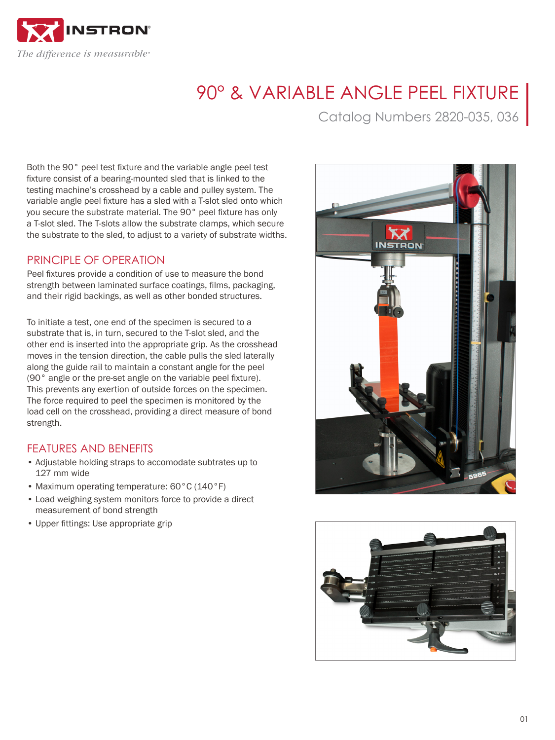INSTRON

*The difference is measurable*®

# 90° & VARIABLE ANGLE PEEL FIXTURE

Catalog Numbers 2820-035, 036

Both the 90° peel test fixture and the variable angle peel test fixture consist of a bearing-mounted sled that is linked to the testing machine's crosshead by a cable and pulley system. The variable angle peel fixture has a sled with a T-slot sled onto which you secure the substrate material. The 90° peel fixture has only a T-slot sled. The T-slots allow the substrate clamps, which secure the substrate to the sled, to adjust to a variety of substrate widths.

## PRINCIPLE OF OPERATION

Peel fixtures provide a condition of use to measure the bond strength between laminated surface coatings, films, packaging, and their rigid backings, as well as other bonded structures.

To initiate a test, one end of the specimen is secured to a substrate that is, in turn, secured to the T-slot sled, and the other end is inserted into the appropriate grip. As the crosshead moves in the tension direction, the cable pulls the sled laterally along the guide rail to maintain a constant angle for the peel (90° angle or the pre-set angle on the variable peel fixture). This prevents any exertion of outside forces on the specimen. The force required to peel the specimen is monitored by the load cell on the crosshead, providing a direct measure of bond strength.

## FEATURES AND BENEFITS

- Adjustable holding straps to accomodate subtrates up to 127 mm wide
- Maximum operating temperature: 60°C (140°F)
- Load weighing system monitors force to provide a direct measurement of bond strength
- Upper fittings: Use appropriate grip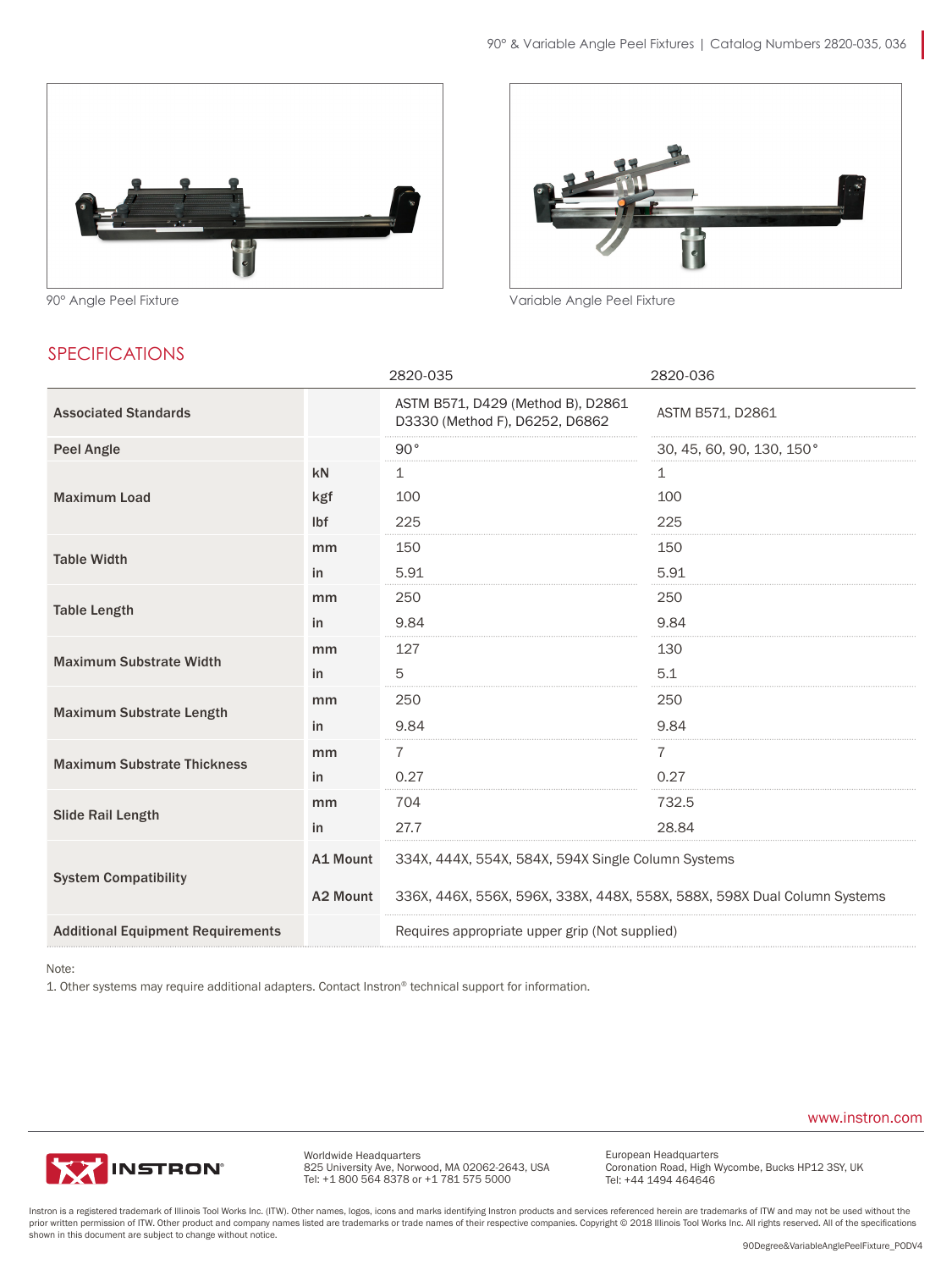90° Angle Peel Fixture

Variable Angle Peel Fixture

## SPECIFICATIONS

| | | 2820-035 | 2820-036 |
|---|---|---|---|
| **Associated Standards** | | ASTM B571, D429 (Method B), D2861 D3330 (Method F), D6252, D6862 | ASTM B571, D2861 |
| **Peel Angle** | | 90° | 30, 45, 60, 90, 130, 150° |
| **Maximum Load** | kN | 1 | 1 |
| | kgf | 100 | 100 |
| | lbf | 225 | 225 |
| **Table Width** | mm | 150 | 150 |
| | in | 5.91 | 5.91 |
| **Table Length** | mm | 250 | 250 |
| | in | 9.84 | 9.84 |
| **Maximum Substrate Width** | mm | 127 | 130 |
| | in | 5 | 5.1 |
| **Maximum Substrate Length** | mm | 250 | 250 |
| | in | 9.84 | 9.84 |
| **Maximum Substrate Thickness** | mm | 7 | 7 |
| | in | 0.27 | 0.27 |
| **Slide Rail Length** | mm | 704 | 732.5 |
| | in | 27.7 | 28.84 |
| **System Compatibility** | A1 Mount | 334X, 444X, 554X, 584X, 594X Single Column Systems | |
| | A2 Mount | 336X, 446X, 556X, 596X, 338X, 448X, 558X, 588X, 598X Dual Column Systems | |
| **Additional Equipment Requirements** | | Requires appropriate upper grip (Not supplied) | |

Note:
1. Other systems may require additional adapters. Contact Instron® technical support for information.

www.instron.com

INSTRON®

Worldwide Headquarters
825 University Ave, Norwood, MA 02062-2643, USA
Tel: +1 800 564 8378 or +1 781 575 5000

European Headquarters
Coronation Road, High Wycombe, Bucks HP12 3SY, UK
Tel: +44 1494 464646

Instron is a registered trademark of Illinois Tool Works Inc. (ITW). Other names, logos, icons and marks identifying Instron products and services referenced herein are trademarks of ITW and may not be used without the prior written permission of ITW. Other product and company names listed are trademarks or trade names of their respective companies. Copyright © 2018 Illinois Tool Works Inc. All rights reserved. All of the specifications shown in this document are subject to change without notice.

90Degree&VariableAnglePeelFixture_PODV4